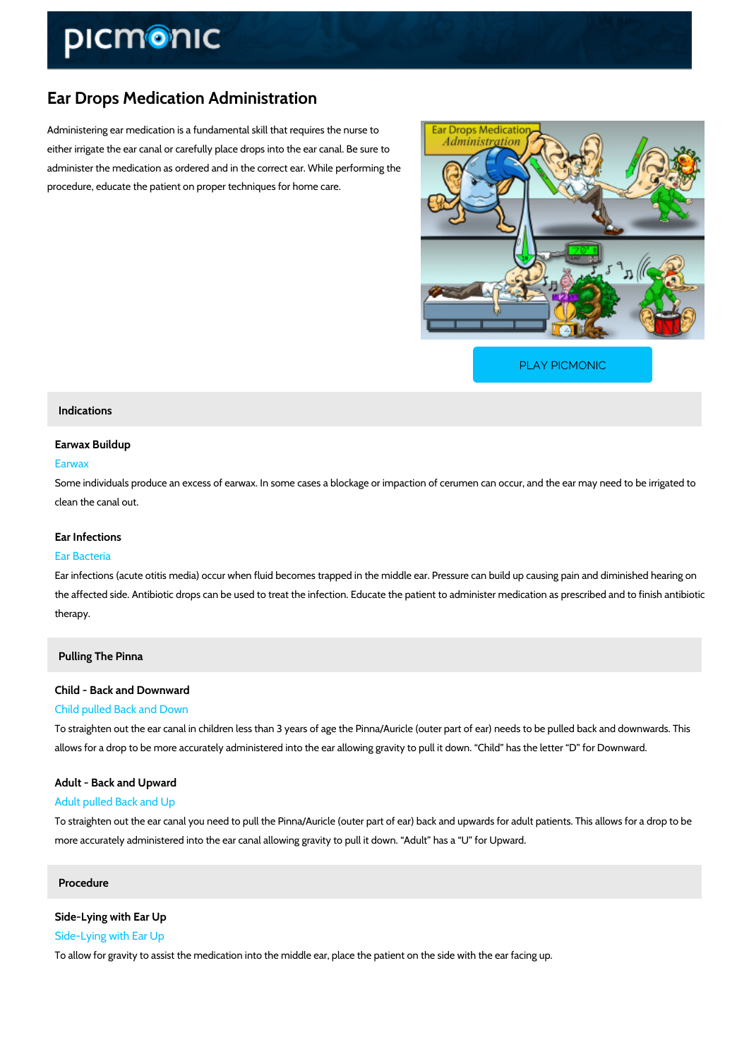# Ear Drops Medication Administration

Administering ear medication is a fundamental skill that requires the nurse to either irrigate the ear canal or carefully place drops into the ear canal. Be sure to administer the medication as ordered and in the correct ear. While performing the procedure, educate the patient on proper techniques for home care.

PLAY PICMONIC

## Indications

### Earwax Buildup

Earwax

Some individuals produce an excess of earwax. In some cases a blockage or impaction of cerumen can occur, and the ear may need to be irrigated to clean the canal out.

### Ear Infections

Ear Bacteria

Ear infections (acute otitis media) occur when fluid becomes trapped in the middle ear. Pressure can build up causing pain and diminished hearing on the affected side. Antibiotic drops can be used to treat the infection. Educate the patient to administer medication as prescribed and to finish antibiotic therapy.

## Pulling The Pinna

### Child - Back and Downward

Child pulled Back and Down

To straighten out the ear canal in children less than 3 years of age the Pinna/Auricle (outer part of ear) needs to be pulled back and downwards. This allows for a drop to be more accurately administered into the ear allowing gravity to pull it down. "Child" has the letter "D" for Downward.

### Adult - Back and Upward

Adult pulled Back and Up

To straighten out the ear canal you need to pull the Pinna/Auricle (outer part of ear) back and upwards for adult patients. This allows for a drop to be more accurately administered into the ear canal allowing gravity to pull it down. "Adult" has a "U" for Upward.

## Procedure

### Side-Lying with Ear Up

Side-Lying with Ear Up

To allow for gravity to assist the medication into the middle ear, place the patient on the side with the ear facing up.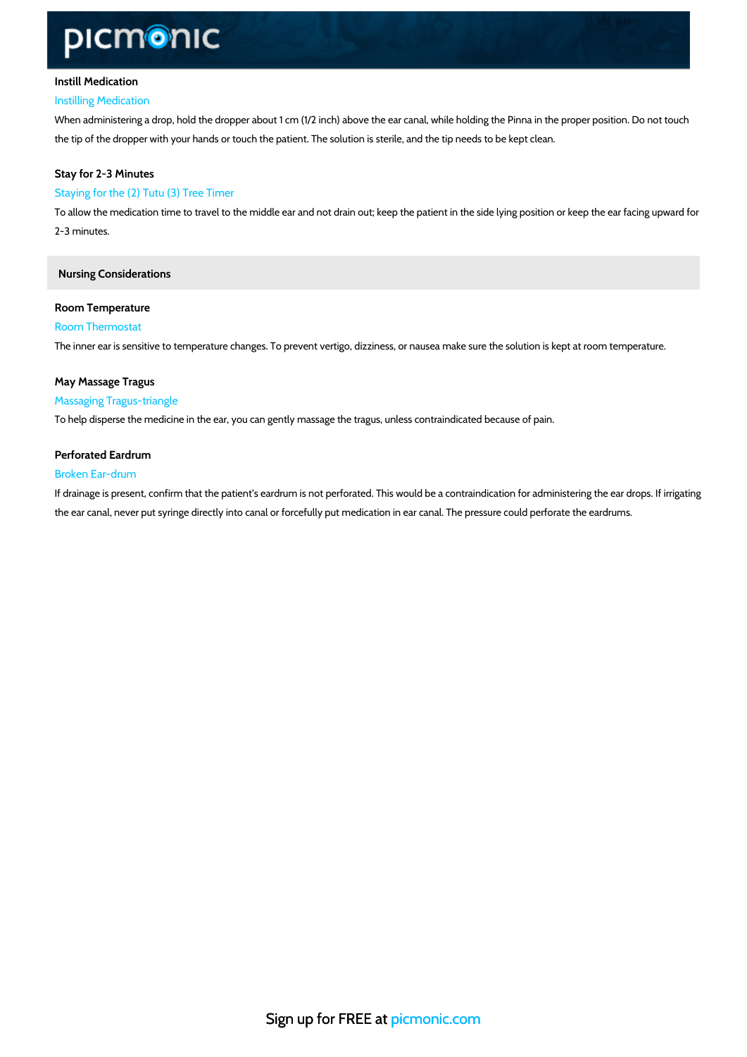### Instill Medication

Instilling Medication

When administering a drop, hold the dropper about 1 cm (1/2 inch) above the ear canal, while holding the Pinna in the proper position. Do not touch the tip of the dropper with your hands or touch the patient. The solution is sterile, and the tip needs to be kept clean.

### Stay for 2-3 Minutes

Staying for the (2) Tutu (3) Tree Timer

To allow the medication time to travel to the middle ear and not drain out; keep the patient in the side lying position or keep the ear facing upward for 2-3 minutes.

## Nursing Considerations

### Room Temperature

Room Thermostat

The inner ear is sensitive to temperature changes. To prevent vertigo, dizziness, or nausea make sure the solution is kept at room temperature.

### May Massage Tragus

Massaging Tragus-triangle

To help disperse the medicine in the ear, you can gently massage the tragus, unless contraindicated because of pain.

### Perforated Eardrum

Broken Ear-drum

If drainage is present, confirm that the patient's eardrum is not perforated. This would be a contraindication for administering the ear drops. If irrigating the ear canal, never put syringe directly into canal or forcefully put medication in ear canal. The pressure could perforate the eardrums.